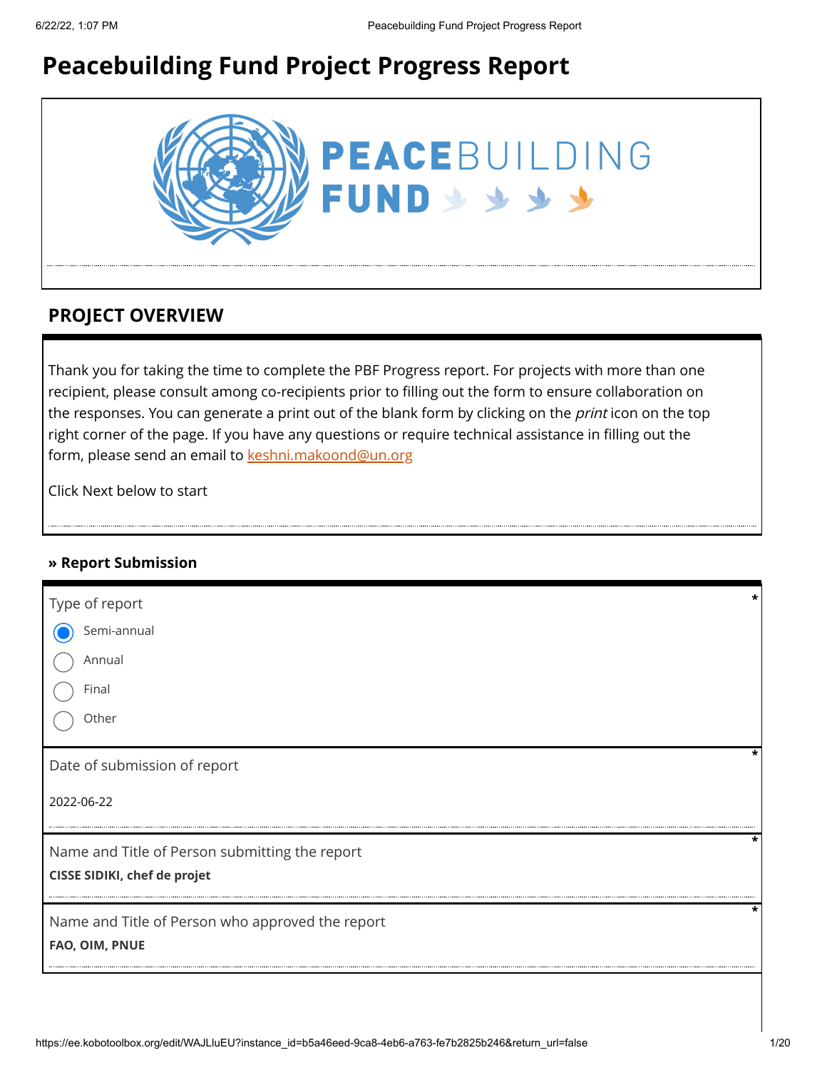# Peacebuilding Fund Project Progress Report

## PROJECT OVERVIEW

Thank you for taking the time to complete the PBF Progress report. For projects with more than one recipient, please consult among co-recipients prior to filling out the form to ensure collaboration on the responses. You can generate a print out of the blank form by clicking on the *print* icon on the top right corner of the page. If you have any questions or require technical assistance in filling out the form, please send an email to keshni.makoond@un.org

Click Next below to start

### » Report Submission

Type of report *

- (x) Semi-annual
- ( ) Annual
- ( ) Final
- ( ) Other

Date of submission of report *

2022-06-22

Name and Title of Person submitting the report *

**CISSE SIDIKI, chef de projet**

Name and Title of Person who approved the report *

**FAO, OIM, PNUE**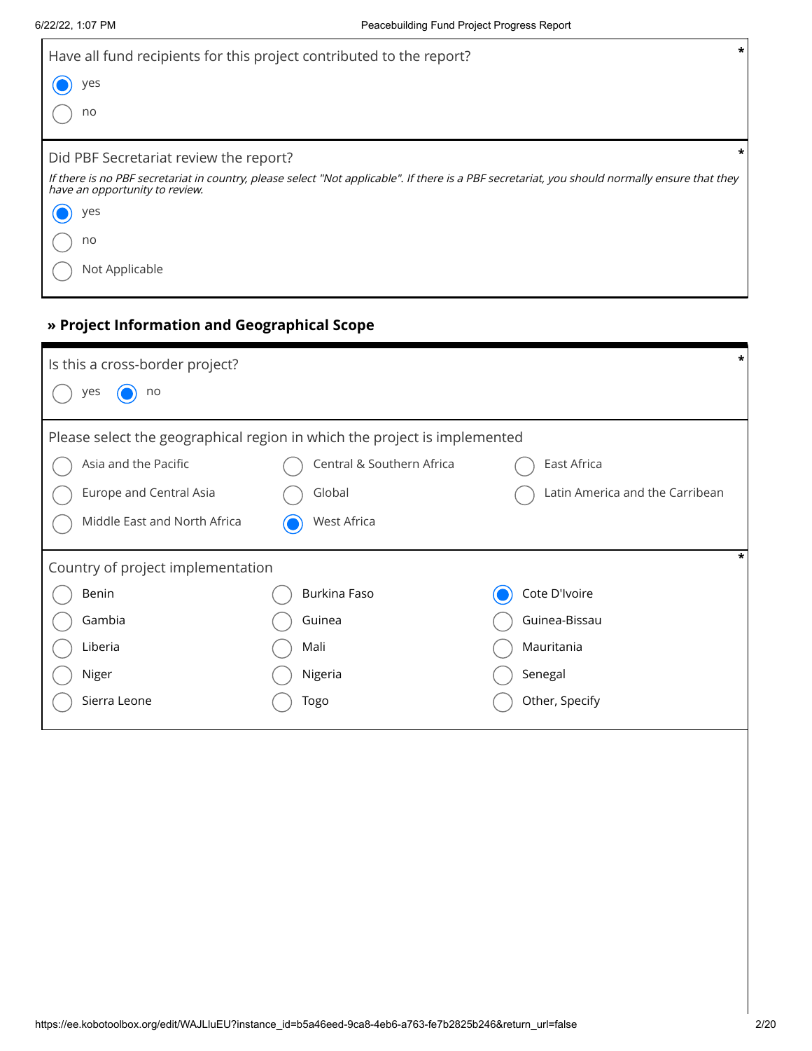Have all fund recipients for this project contributed to the report? *

- (x) yes
- ( ) no

Did PBF Secretariat review the report? *

*If there is no PBF secretariat in country, please select "Not applicable". If there is a PBF secretariat, you should normally ensure that they have an opportunity to review.*

- (x) yes
- ( ) no
- ( ) Not Applicable

### » Project Information and Geographical Scope

Is this a cross-border project? *

- ( ) yes
- (x) no

Please select the geographical region in which the project is implemented

- ( ) Asia and the Pacific
- ( ) Central & Southern Africa
- ( ) East Africa
- ( ) Europe and Central Asia
- ( ) Global
- ( ) Latin America and the Carribean
- ( ) Middle East and North Africa
- (x) West Africa

Country of project implementation *

- ( ) Benin
- ( ) Burkina Faso
- (x) Cote D'Ivoire
- ( ) Gambia
- ( ) Guinea
- ( ) Guinea-Bissau
- ( ) Liberia
- ( ) Mali
- ( ) Mauritania
- ( ) Niger
- ( ) Nigeria
- ( ) Senegal
- ( ) Sierra Leone
- ( ) Togo
- ( ) Other, Specify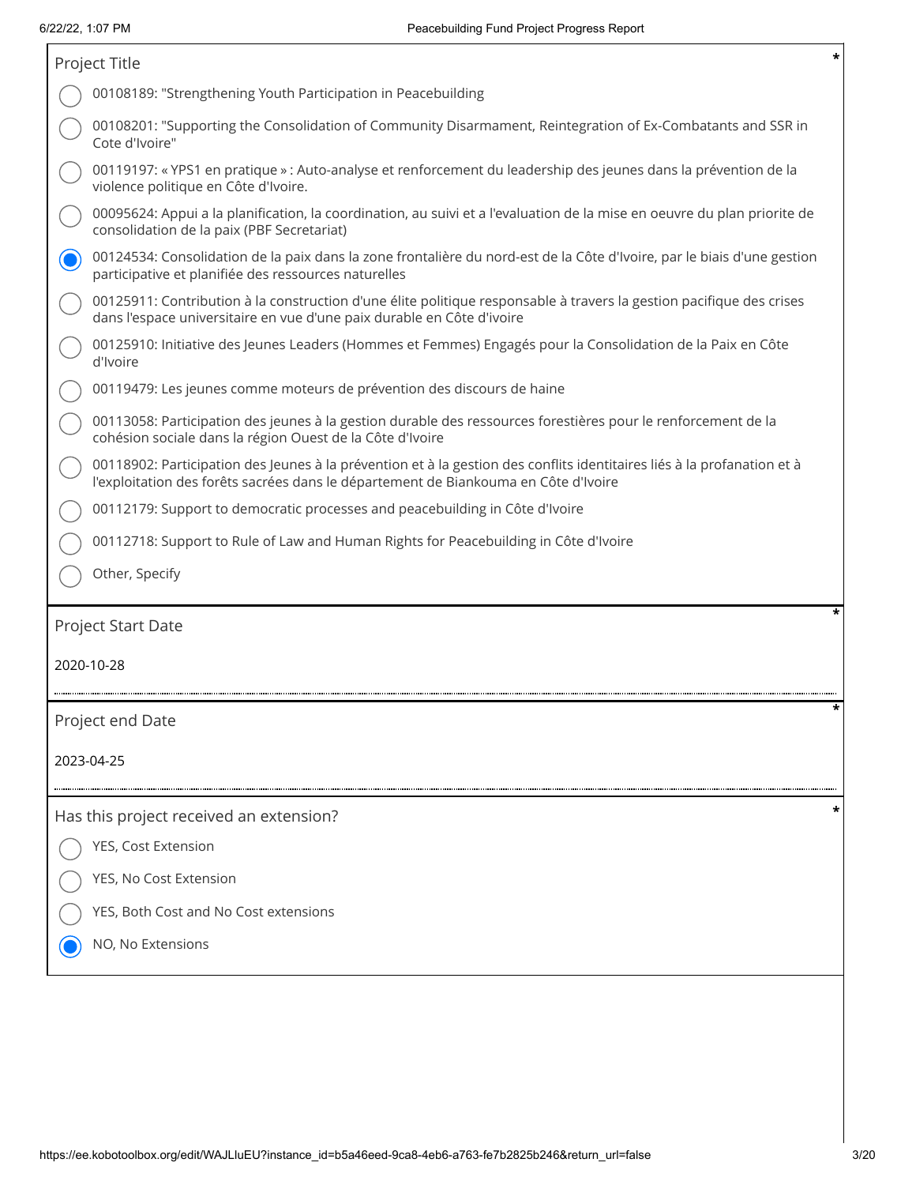Project Title *

- ( ) 00108189: "Strengthening Youth Participation in Peacebuilding
- ( ) 00108201: "Supporting the Consolidation of Community Disarmament, Reintegration of Ex-Combatants and SSR in Cote d'Ivoire"
- ( ) 00119197: « YPS1 en pratique » : Auto-analyse et renforcement du leadership des jeunes dans la prévention de la violence politique en Côte d'Ivoire.
- ( ) 00095624: Appui a la planification, la coordination, au suivi et a l'evaluation de la mise en oeuvre du plan priorite de consolidation de la paix (PBF Secretariat)
- (•) 00124534: Consolidation de la paix dans la zone frontalière du nord-est de la Côte d'Ivoire, par le biais d'une gestion participative et planifiée des ressources naturelles
- ( ) 00125911: Contribution à la construction d'une élite politique responsable à travers la gestion pacifique des crises dans l'espace universitaire en vue d'une paix durable en Côte d'ivoire
- ( ) 00125910: Initiative des Jeunes Leaders (Hommes et Femmes) Engagés pour la Consolidation de la Paix en Côte d'Ivoire
- ( ) 00119479: Les jeunes comme moteurs de prévention des discours de haine
- ( ) 00113058: Participation des jeunes à la gestion durable des ressources forestières pour le renforcement de la cohésion sociale dans la région Ouest de la Côte d'Ivoire
- ( ) 00118902: Participation des Jeunes à la prévention et à la gestion des conflits identitaires liés à la profanation et à l'exploitation des forêts sacrées dans le département de Biankouma en Côte d'Ivoire
- ( ) 00112179: Support to democratic processes and peacebuilding in Côte d'Ivoire
- ( ) 00112718: Support to Rule of Law and Human Rights for Peacebuilding in Côte d'Ivoire
- ( ) Other, Specify

Project Start Date *

2020-10-28

Project end Date *

2023-04-25

Has this project received an extension? *

- ( ) YES, Cost Extension
- ( ) YES, No Cost Extension
- ( ) YES, Both Cost and No Cost extensions
- (•) NO, No Extensions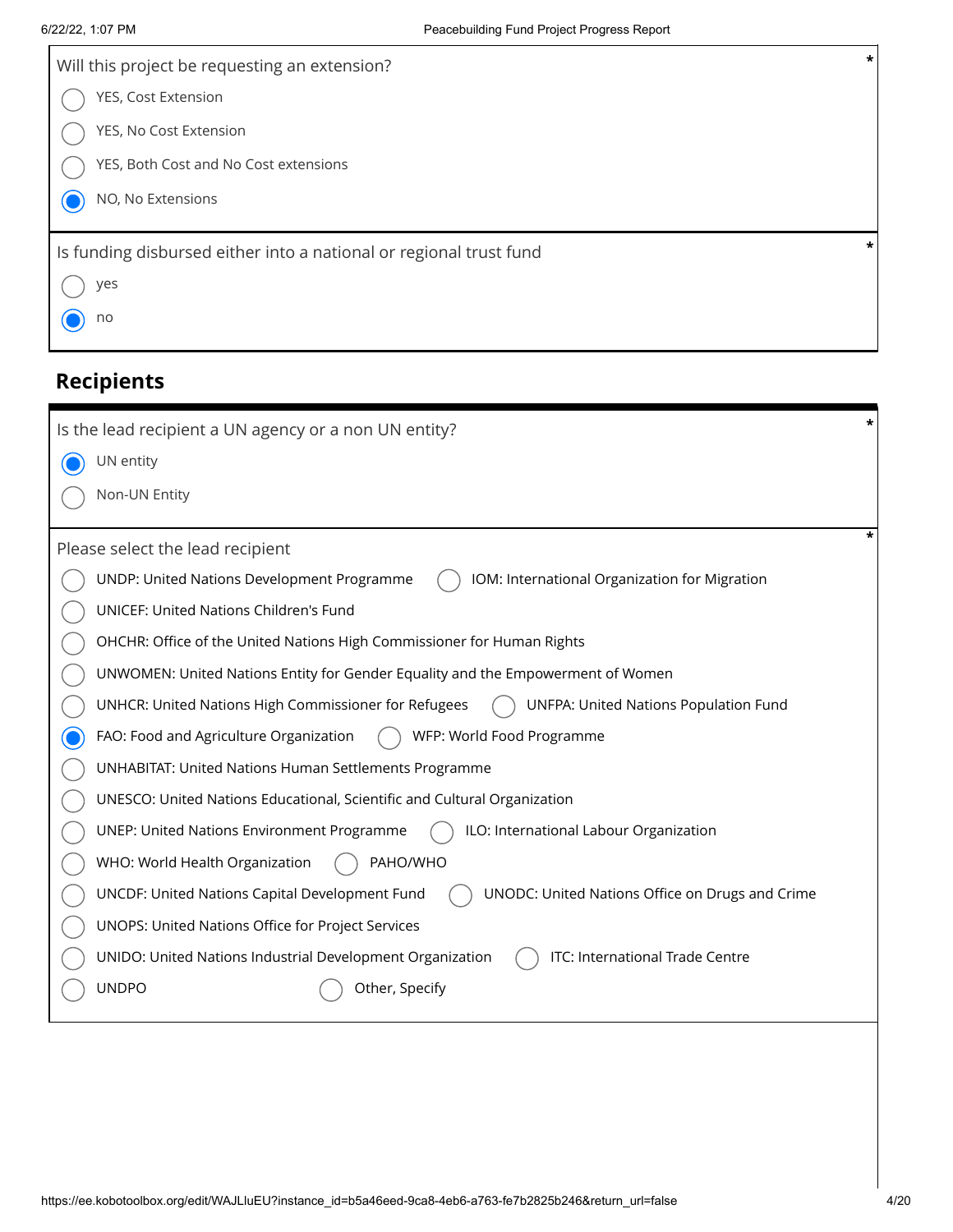Will this project be requesting an extension? *

- ( ) YES, Cost Extension
- ( ) YES, No Cost Extension
- ( ) YES, Both Cost and No Cost extensions
- (x) NO, No Extensions

Is funding disbursed either into a national or regional trust fund *

- ( ) yes
- (x) no

## Recipients

Is the lead recipient a UN agency or a non UN entity? *

- (x) UN entity
- ( ) Non-UN Entity

Please select the lead recipient *

- ( ) UNDP: United Nations Development Programme
- ( ) IOM: International Organization for Migration
- ( ) UNICEF: United Nations Children's Fund
- ( ) OHCHR: Office of the United Nations High Commissioner for Human Rights
- ( ) UNWOMEN: United Nations Entity for Gender Equality and the Empowerment of Women
- ( ) UNHCR: United Nations High Commissioner for Refugees
- ( ) UNFPA: United Nations Population Fund
- (x) FAO: Food and Agriculture Organization
- ( ) WFP: World Food Programme
- ( ) UNHABITAT: United Nations Human Settlements Programme
- ( ) UNESCO: United Nations Educational, Scientific and Cultural Organization
- ( ) UNEP: United Nations Environment Programme
- ( ) ILO: International Labour Organization
- ( ) WHO: World Health Organization
- ( ) PAHO/WHO
- ( ) UNCDF: United Nations Capital Development Fund
- ( ) UNODC: United Nations Office on Drugs and Crime
- ( ) UNOPS: United Nations Office for Project Services
- ( ) UNIDO: United Nations Industrial Development Organization
- ( ) ITC: International Trade Centre
- ( ) UNDPO
- ( ) Other, Specify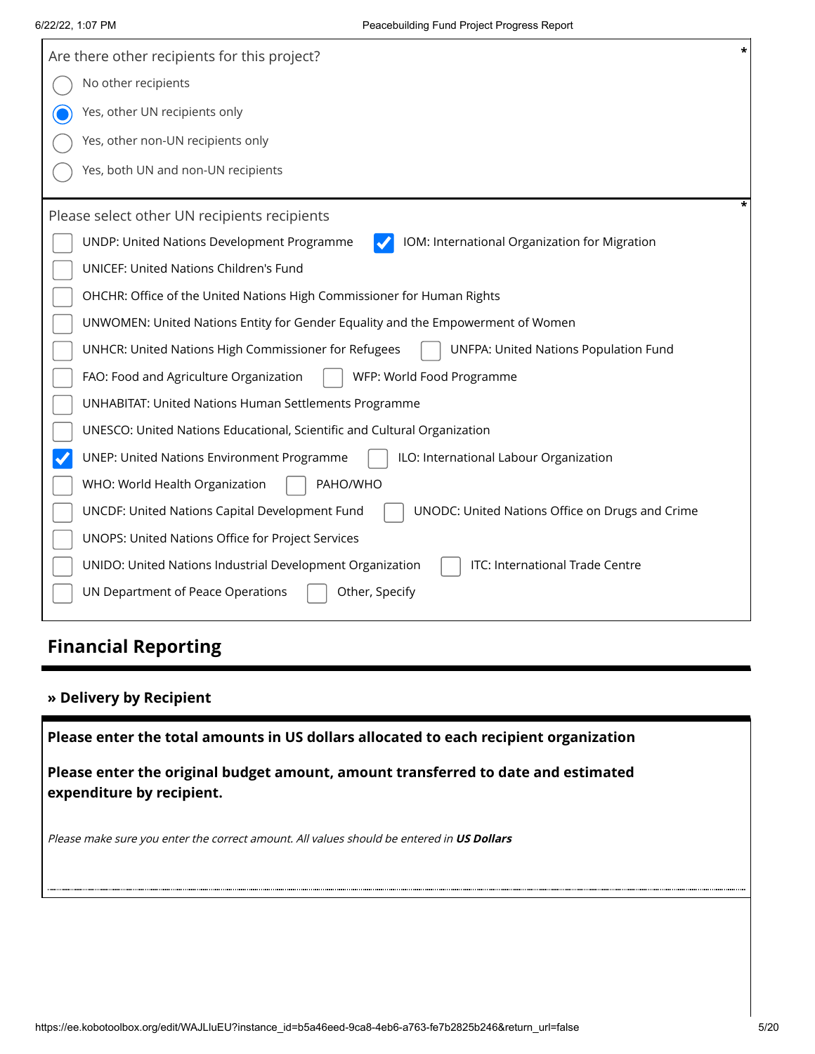Are there other recipients for this project? *

- ○ No other recipients
- ◉ Yes, other UN recipients only
- ○ Yes, other non-UN recipients only
- ○ Yes, both UN and non-UN recipients

Please select other UN recipients recipients *

- [ ] UNDP: United Nations Development Programme
- [x] IOM: International Organization for Migration
- [ ] UNICEF: United Nations Children's Fund
- [ ] OHCHR: Office of the United Nations High Commissioner for Human Rights
- [ ] UNWOMEN: United Nations Entity for Gender Equality and the Empowerment of Women
- [ ] UNHCR: United Nations High Commissioner for Refugees
- [ ] UNFPA: United Nations Population Fund
- [ ] FAO: Food and Agriculture Organization
- [ ] WFP: World Food Programme
- [ ] UNHABITAT: United Nations Human Settlements Programme
- [ ] UNESCO: United Nations Educational, Scientific and Cultural Organization
- [x] UNEP: United Nations Environment Programme
- [ ] ILO: International Labour Organization
- [ ] WHO: World Health Organization
- [ ] PAHO/WHO
- [ ] UNCDF: United Nations Capital Development Fund
- [ ] UNODC: United Nations Office on Drugs and Crime
- [ ] UNOPS: United Nations Office for Project Services
- [ ] UNIDO: United Nations Industrial Development Organization
- [ ] ITC: International Trade Centre
- [ ] UN Department of Peace Operations
- [ ] Other, Specify

## Financial Reporting

### » Delivery by Recipient

**Please enter the total amounts in US dollars allocated to each recipient organization**

**Please enter the original budget amount, amount transferred to date and estimated expenditure by recipient.**

*Please make sure you enter the correct amount. All values should be entered in **US Dollars***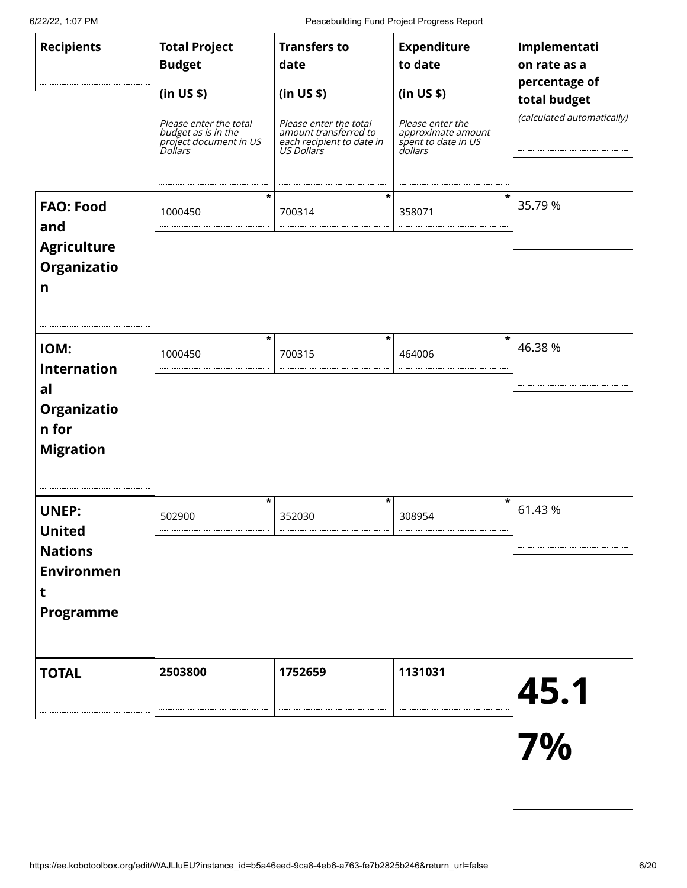| Recipients | Total Project Budget (in US $) *Please enter the total budget as is in the project document in US Dollars* | Transfers to date (in US $) *Please enter the total amount transferred to each recipient to date in US Dollars* | Expenditure to date (in US $) *Please enter the approximate amount spent to date in US dollars* | Implementation rate as a percentage of total budget *(calculated automatically)* |
|---|---|---|---|---|
| **FAO: Food and Agriculture Organization** | 1000450 * | 700314 * | 358071 * | 35.79 % |
| **IOM: International Organization for Migration** | 1000450 * | 700315 * | 464006 * | 46.38 % |
| **UNEP: United Nations Environment Programme** | 502900 * | 352030 * | 308954 * | 61.43 % |
| **TOTAL** | **2503800** | **1752659** | **1131031** | **45.17%** |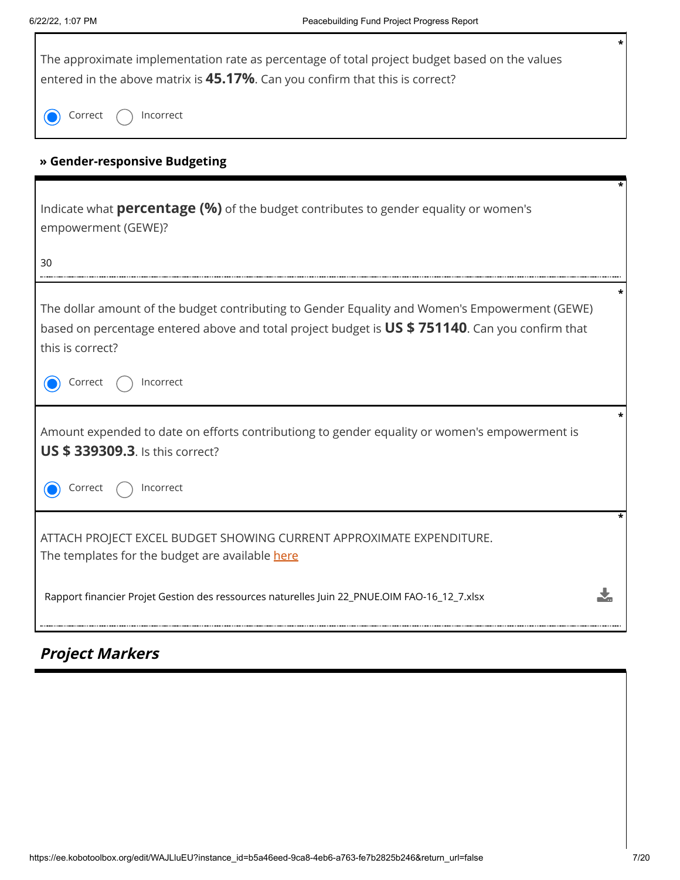The approximate implementation rate as percentage of total project budget based on the values entered in the above matrix is **45.17%**. Can you confirm that this is correct? *

- (●) Correct
- ( ) Incorrect

### » Gender-responsive Budgeting

Indicate what **percentage (%)** of the budget contributes to gender equality or women's empowerment (GEWE)? *

30

The dollar amount of the budget contributing to Gender Equality and Women's Empowerment (GEWE) based on percentage entered above and total project budget is **US $ 751140**. Can you confirm that this is correct? *

- (●) Correct
- ( ) Incorrect

Amount expended to date on efforts contributiong to gender equality or women's empowerment is **US $ 339309.3**. Is this correct? *

- (●) Correct
- ( ) Incorrect

ATTACH PROJECT EXCEL BUDGET SHOWING CURRENT APPROXIMATE EXPENDITURE. *
The templates for the budget are available here

Rapport financier Projet Gestion des ressources naturelles Juin 22_PNUE.OIM FAO-16_12_7.xlsx

## *Project Markers*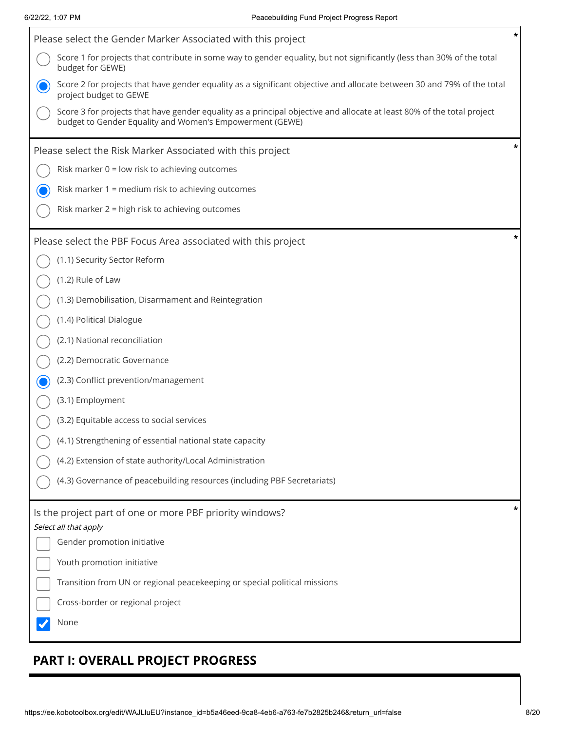Please select the Gender Marker Associated with this project *

- ( ) Score 1 for projects that contribute in some way to gender equality, but not significantly (less than 30% of the total budget for GEWE)
- (●) Score 2 for projects that have gender equality as a significant objective and allocate between 30 and 79% of the total project budget to GEWE
- ( ) Score 3 for projects that have gender equality as a principal objective and allocate at least 80% of the total project budget to Gender Equality and Women's Empowerment (GEWE)

Please select the Risk Marker Associated with this project *

- ( ) Risk marker 0 = low risk to achieving outcomes
- (●) Risk marker 1 = medium risk to achieving outcomes
- ( ) Risk marker 2 = high risk to achieving outcomes

Please select the PBF Focus Area associated with this project *

- ( ) (1.1) Security Sector Reform
- ( ) (1.2) Rule of Law
- ( ) (1.3) Demobilisation, Disarmament and Reintegration
- ( ) (1.4) Political Dialogue
- ( ) (2.1) National reconciliation
- ( ) (2.2) Democratic Governance
- (●) (2.3) Conflict prevention/management
- ( ) (3.1) Employment
- ( ) (3.2) Equitable access to social services
- ( ) (4.1) Strengthening of essential national state capacity
- ( ) (4.2) Extension of state authority/Local Administration
- ( ) (4.3) Governance of peacebuilding resources (including PBF Secretariats)

Is the project part of one or more PBF priority windows? *

*Select all that apply*

- [ ] Gender promotion initiative
- [ ] Youth promotion initiative
- [ ] Transition from UN or regional peacekeeping or special political missions
- [ ] Cross-border or regional project
- [x] None

## PART I: OVERALL PROJECT PROGRESS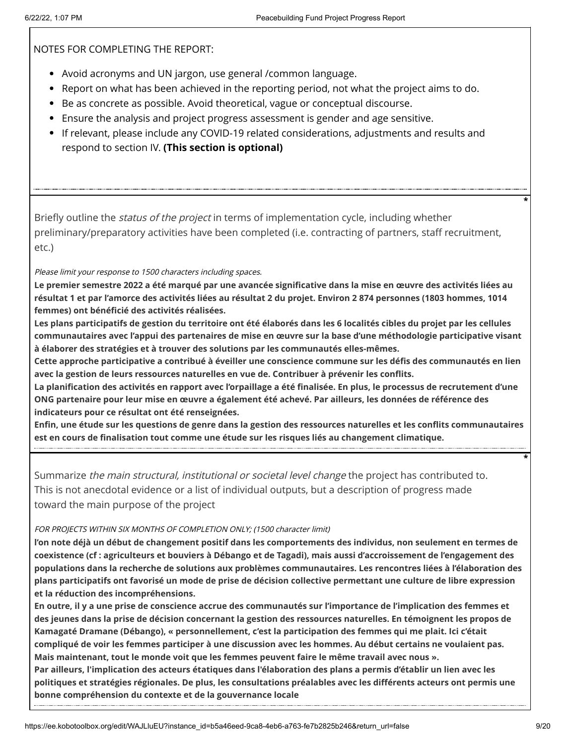NOTES FOR COMPLETING THE REPORT:

- Avoid acronyms and UN jargon, use general /common language.
- Report on what has been achieved in the reporting period, not what the project aims to do.
- Be as concrete as possible. Avoid theoretical, vague or conceptual discourse.
- Ensure the analysis and project progress assessment is gender and age sensitive.
- If relevant, please include any COVID-19 related considerations, adjustments and results and respond to section IV. **(This section is optional)**

---

*

Briefly outline the *status of the project* in terms of implementation cycle, including whether preliminary/preparatory activities have been completed (i.e. contracting of partners, staff recruitment, etc.)

*Please limit your response to 1500 characters including spaces.*

**Le premier semestre 2022 a été marqué par une avancée significative dans la mise en œuvre des activités liées au résultat 1 et par l'amorce des activités liées au résultat 2 du projet. Environ 2 874 personnes (1803 hommes, 1014 femmes) ont bénéficié des activités réalisées.**
**Les plans participatifs de gestion du territoire ont été élaborés dans les 6 localités cibles du projet par les cellules communautaires avec l'appui des partenaires de mise en œuvre sur la base d'une méthodologie participative visant à élaborer des stratégies et à trouver des solutions par les communautés elles-mêmes.**
**Cette approche participative a contribué à éveiller une conscience commune sur les défis des communautés en lien avec la gestion de leurs ressources naturelles en vue de. Contribuer à prévenir les conflits.**
**La planification des activités en rapport avec l'orpaillage a été finalisée. En plus, le processus de recrutement d'une ONG partenaire pour leur mise en œuvre a également été achevé. Par ailleurs, les données de référence des indicateurs pour ce résultat ont été renseignées.**
**Enfin, une étude sur les questions de genre dans la gestion des ressources naturelles et les conflits communautaires est en cours de finalisation tout comme une étude sur les risques liés au changement climatique.**

---

*

Summarize *the main structural, institutional or societal level change* the project has contributed to. This is not anecdotal evidence or a list of individual outputs, but a description of progress made toward the main purpose of the project

*FOR PROJECTS WITHIN SIX MONTHS OF COMPLETION ONLY; (1500 character limit)*

**l'on note déjà un début de changement positif dans les comportements des individus, non seulement en termes de coexistence (cf : agriculteurs et bouviers à Débango et de Tagadi), mais aussi d'accroissement de l'engagement des populations dans la recherche de solutions aux problèmes communautaires. Les rencontres liées à l'élaboration des plans participatifs ont favorisé un mode de prise de décision collective permettant une culture de libre expression et la réduction des incompréhensions.**
**En outre, il y a une prise de conscience accrue des communautés sur l'importance de l'implication des femmes et des jeunes dans la prise de décision concernant la gestion des ressources naturelles. En témoignent les propos de Kamagaté Dramane (Débango), « personnellement, c'est la participation des femmes qui me plait. Ici c'était compliqué de voir les femmes participer à une discussion avec les hommes. Au début certains ne voulaient pas. Maintenant, tout le monde voit que les femmes peuvent faire le même travail avec nous ».**
**Par ailleurs, l'implication des acteurs étatiques dans l'élaboration des plans a permis d'établir un lien avec les politiques et stratégies régionales. De plus, les consultations préalables avec les différents acteurs ont permis une bonne compréhension du contexte et de la gouvernance locale**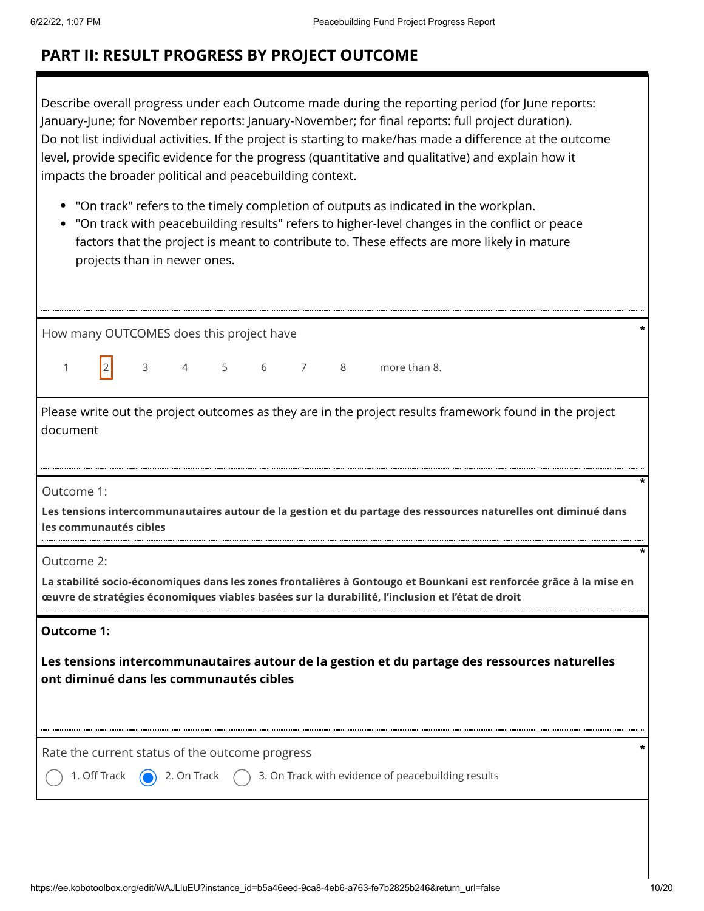## PART II: RESULT PROGRESS BY PROJECT OUTCOME

Describe overall progress under each Outcome made during the reporting period (for June reports: January-June; for November reports: January-November; for final reports: full project duration). Do not list individual activities. If the project is starting to make/has made a difference at the outcome level, provide specific evidence for the progress (quantitative and qualitative) and explain how it impacts the broader political and peacebuilding context.

- "On track" refers to the timely completion of outputs as indicated in the workplan.
- "On track with peacebuilding results" refers to higher-level changes in the conflict or peace factors that the project is meant to contribute to. These effects are more likely in mature projects than in newer ones.

How many OUTCOMES does this project have *

1 **[2]** 3 4 5 6 7 8 more than 8.

Please write out the project outcomes as they are in the project results framework found in the project document

Outcome 1: *

**Les tensions intercommunautaires autour de la gestion et du partage des ressources naturelles ont diminué dans les communautés cibles**

Outcome 2: *

**La stabilité socio-économiques dans les zones frontalières à Gontougo et Bounkani est renforcée grâce à la mise en œuvre de stratégies économiques viables basées sur la durabilité, l'inclusion et l'état de droit**

**Outcome 1:**

**Les tensions intercommunautaires autour de la gestion et du partage des ressources naturelles ont diminué dans les communautés cibles**

Rate the current status of the outcome progress *

- ○ 1. Off Track
- ● 2. On Track
- ○ 3. On Track with evidence of peacebuilding results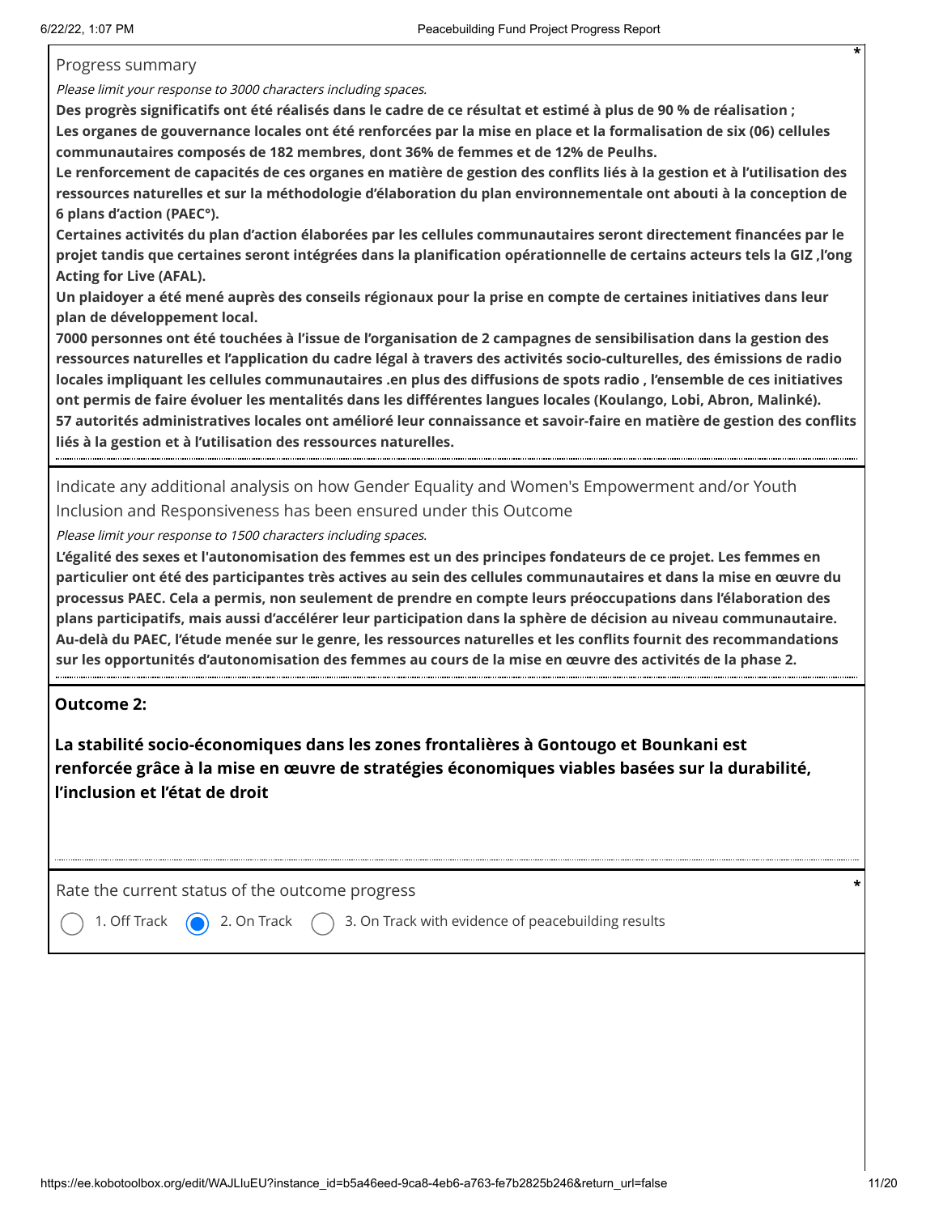Progress summary

*Please limit your response to 3000 characters including spaces.*

**Des progrès significatifs ont été réalisés dans le cadre de ce résultat et estimé à plus de 90 % de réalisation ;**
**Les organes de gouvernance locales ont été renforcées par la mise en place et la formalisation de six (06) cellules communautaires composés de 182 membres, dont 36% de femmes et de 12% de Peulhs.**
**Le renforcement de capacités de ces organes en matière de gestion des conflits liés à la gestion et à l'utilisation des ressources naturelles et sur la méthodologie d'élaboration du plan environnementale ont abouti à la conception de 6 plans d'action (PAEC°).**
**Certaines activités du plan d'action élaborées par les cellules communautaires seront directement financées par le projet tandis que certaines seront intégrées dans la planification opérationnelle de certains acteurs tels la GIZ ,l'ong Acting for Live (AFAL).**
**Un plaidoyer a été mené auprès des conseils régionaux pour la prise en compte de certaines initiatives dans leur plan de développement local.**
**7000 personnes ont été touchées à l'issue de l'organisation de 2 campagnes de sensibilisation dans la gestion des ressources naturelles et l'application du cadre légal à travers des activités socio-culturelles, des émissions de radio locales impliquant les cellules communautaires .en plus des diffusions de spots radio , l'ensemble de ces initiatives ont permis de faire évoluer les mentalités dans les différentes langues locales (Koulango, Lobi, Abron, Malinké).**
**57 autorités administratives locales ont amélioré leur connaissance et savoir-faire en matière de gestion des conflits liés à la gestion et à l'utilisation des ressources naturelles.**

Indicate any additional analysis on how Gender Equality and Women's Empowerment and/or Youth Inclusion and Responsiveness has been ensured under this Outcome

*Please limit your response to 1500 characters including spaces.*

**L'égalité des sexes et l'autonomisation des femmes est un des principes fondateurs de ce projet. Les femmes en particulier ont été des participantes très actives au sein des cellules communautaires et dans la mise en œuvre du processus PAEC. Cela a permis, non seulement de prendre en compte leurs préoccupations dans l'élaboration des plans participatifs, mais aussi d'accélérer leur participation dans la sphère de décision au niveau communautaire. Au-delà du PAEC, l'étude menée sur le genre, les ressources naturelles et les conflits fournit des recommandations sur les opportunités d'autonomisation des femmes au cours de la mise en œuvre des activités de la phase 2.**

**Outcome 2:**

**La stabilité socio-économiques dans les zones frontalières à Gontougo et Bounkani est renforcée grâce à la mise en œuvre de stratégies économiques viables basées sur la durabilité, l'inclusion et l'état de droit**

Rate the current status of the outcome progress *

- ( ) 1. Off Track
- (x) 2. On Track
- ( ) 3. On Track with evidence of peacebuilding results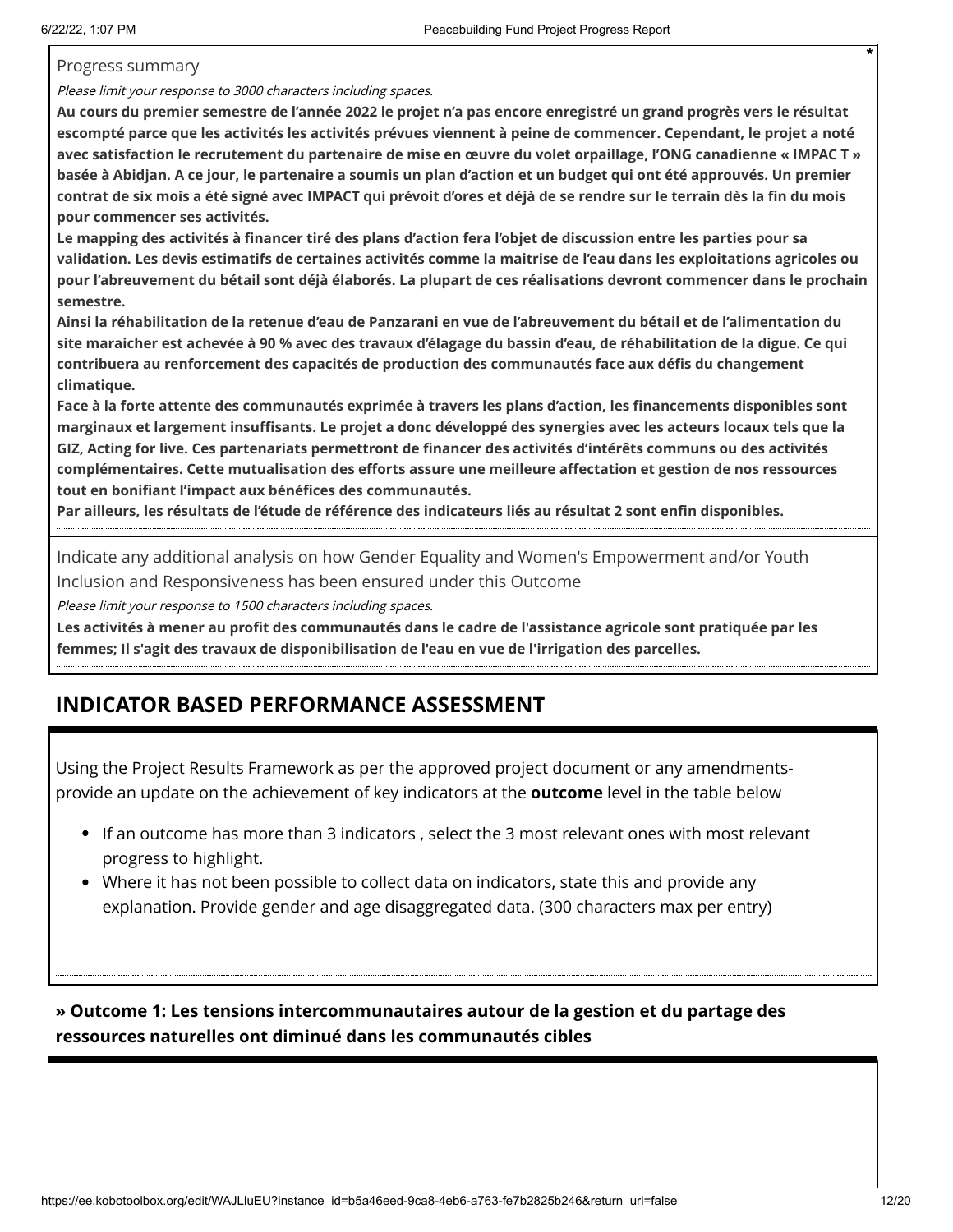Progress summary

*Please limit your response to 3000 characters including spaces.*

**Au cours du premier semestre de l'année 2022 le projet n'a pas encore enregistré un grand progrès vers le résultat escompté parce que les activités les activités prévues viennent à peine de commencer. Cependant, le projet a noté avec satisfaction le recrutement du partenaire de mise en œuvre du volet orpaillage, l'ONG canadienne « IMPAC T » basée à Abidjan. A ce jour, le partenaire a soumis un plan d'action et un budget qui ont été approuvés. Un premier contrat de six mois a été signé avec IMPACT qui prévoit d'ores et déjà de se rendre sur le terrain dès la fin du mois pour commencer ses activités.**

**Le mapping des activités à financer tiré des plans d'action fera l'objet de discussion entre les parties pour sa validation. Les devis estimatifs de certaines activités comme la maitrise de l'eau dans les exploitations agricoles ou pour l'abreuvement du bétail sont déjà élaborés. La plupart de ces réalisations devront commencer dans le prochain semestre.**

**Ainsi la réhabilitation de la retenue d'eau de Panzarani en vue de l'abreuvement du bétail et de l'alimentation du site maraicher est achevée à 90 % avec des travaux d'élagage du bassin d'eau, de réhabilitation de la digue. Ce qui contribuera au renforcement des capacités de production des communautés face aux défis du changement climatique.**

**Face à la forte attente des communautés exprimée à travers les plans d'action, les financements disponibles sont marginaux et largement insuffisants. Le projet a donc développé des synergies avec les acteurs locaux tels que la GIZ, Acting for live. Ces partenariats permettront de financer des activités d'intérêts communs ou des activités complémentaires. Cette mutualisation des efforts assure une meilleure affectation et gestion de nos ressources tout en bonifiant l'impact aux bénéfices des communautés.**

**Par ailleurs, les résultats de l'étude de référence des indicateurs liés au résultat 2 sont enfin disponibles.**

Indicate any additional analysis on how Gender Equality and Women's Empowerment and/or Youth Inclusion and Responsiveness has been ensured under this Outcome

*Please limit your response to 1500 characters including spaces.*

**Les activités à mener au profit des communautés dans le cadre de l'assistance agricole sont pratiquée par les femmes; Il s'agit des travaux de disponibilisation de l'eau en vue de l'irrigation des parcelles.**

## INDICATOR BASED PERFORMANCE ASSESSMENT

Using the Project Results Framework as per the approved project document or any amendments- provide an update on the achievement of key indicators at the **outcome** level in the table below

- If an outcome has more than 3 indicators , select the 3 most relevant ones with most relevant progress to highlight.
- Where it has not been possible to collect data on indicators, state this and provide any explanation. Provide gender and age disaggregated data. (300 characters max per entry)

### » Outcome 1: Les tensions intercommunautaires autour de la gestion et du partage des ressources naturelles ont diminué dans les communautés cibles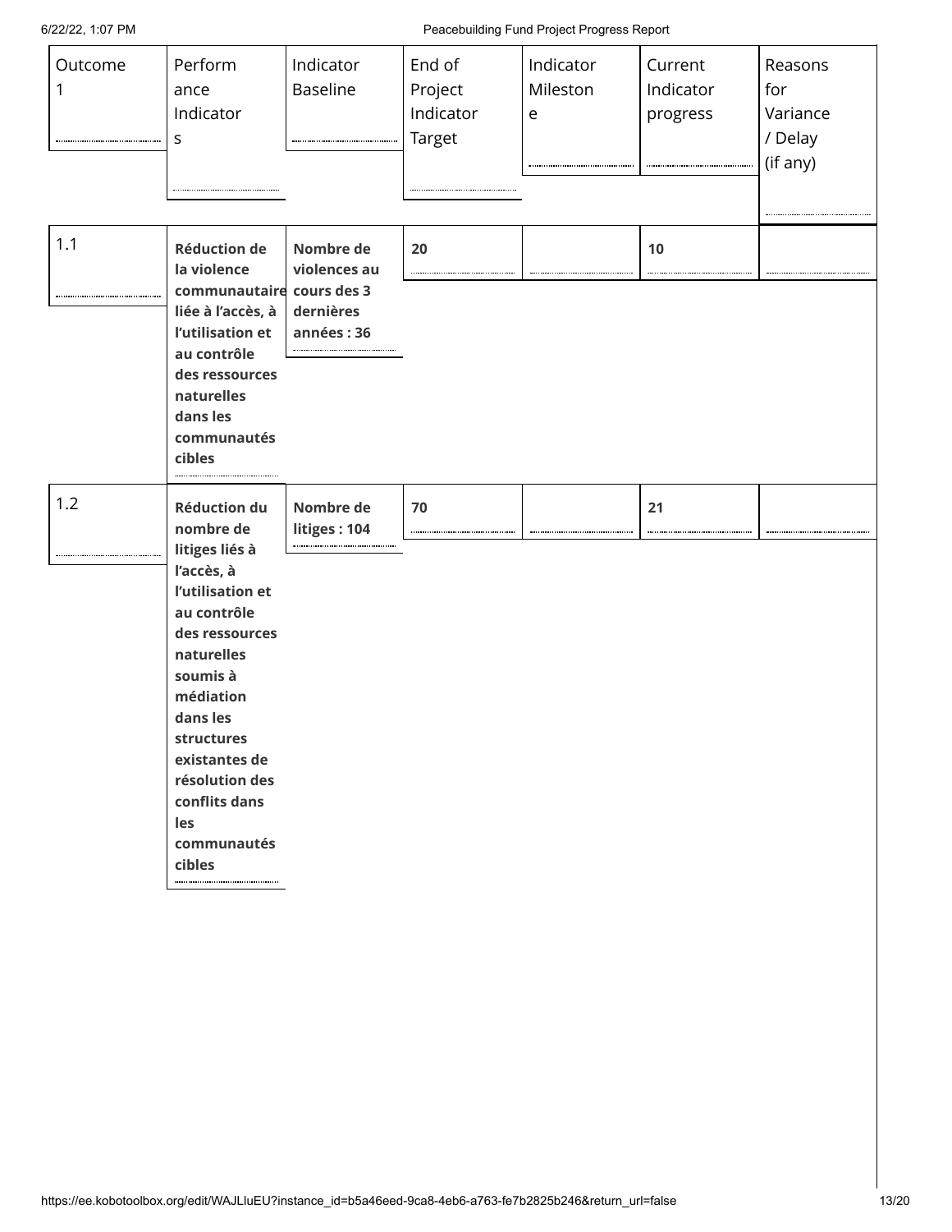| Outcome 1 | Performance Indicators | Indicator Baseline | End of Project Indicator Target | Indicator Milestone | Current Indicator progress | Reasons for Variance / Delay (if any) |
|---|---|---|---|---|---|---|
| 1.1 | **Réduction de la violence communautaire liée à l'accès, à l'utilisation et au contrôle des ressources naturelles dans les communautés cibles** | **Nombre de violences au cours des 3 dernières années : 36** | **20** | | **10** | |
| 1.2 | **Réduction du nombre de litiges liés à l'accès, à l'utilisation et au contrôle des ressources naturelles soumis à médiation dans les structures existantes de résolution des conflits dans les communautés cibles** | **Nombre de litiges : 104** | **70** | | **21** | |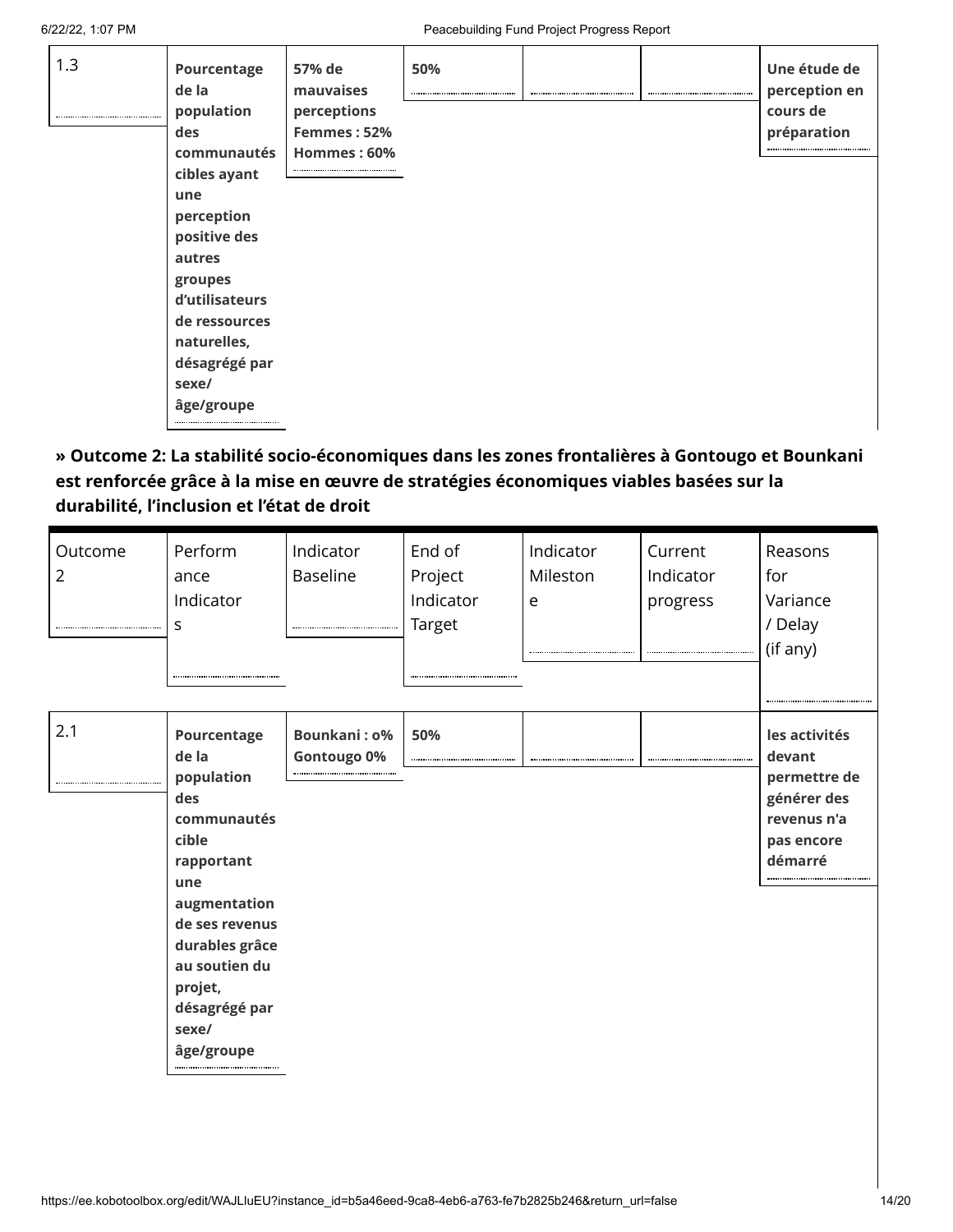| 1.3 | Pourcentage de la population des communautés cibles ayant une perception positive des autres groupes d'utilisateurs de ressources naturelles, désagrégé par sexe/ âge/groupe | 57% de mauvaises perceptions Femmes : 52% Hommes : 60% | 50% | | | Une étude de perception en cours de préparation |
|---|---|---|---|---|---|---|

**» Outcome 2: La stabilité socio-économiques dans les zones frontalières à Gontougo et Bounkani est renforcée grâce à la mise en œuvre de stratégies économiques viables basées sur la durabilité, l'inclusion et l'état de droit**

| Outcome 2 | Performance Indicators | Indicator Baseline | End of Project Indicator Target | Indicator Milestone | Current Indicator progress | Reasons for Variance / Delay (if any) |
|---|---|---|---|---|---|---|
| 2.1 | **Pourcentage de la population des communautés cible rapportant une augmentation de ses revenus durables grâce au soutien du projet, désagrégé par sexe/ âge/groupe** | **Bounkani : o% Gontougo 0%** | **50%** | | | **les activités devant permettre de générer des revenus n'a pas encore démarré** |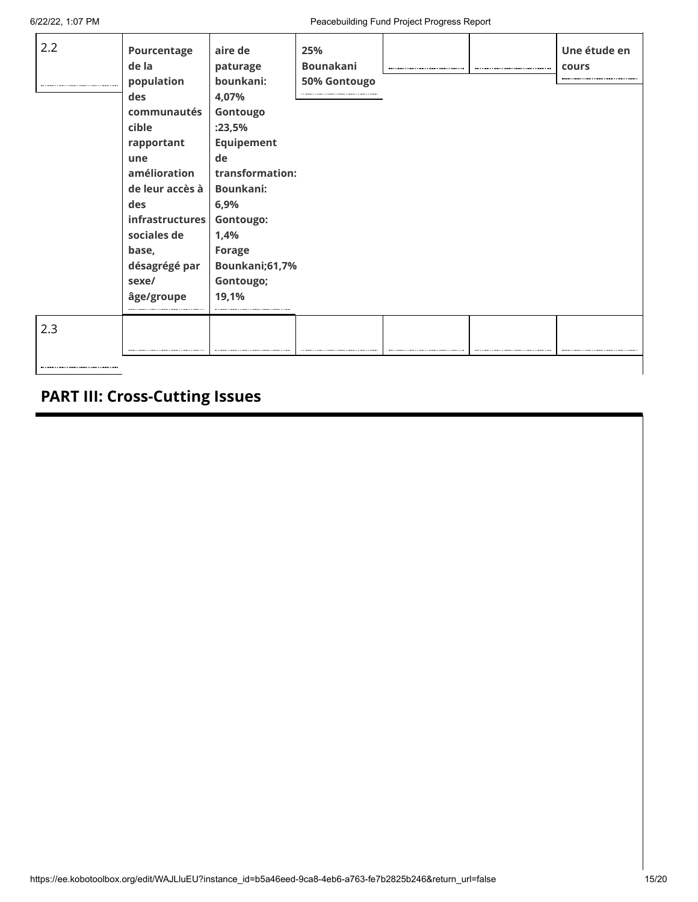| | | | | | | |
|---|---|---|---|---|---|---|
| 2.2 | **Pourcentage de la population des communautés cible rapportant une amélioration de leur accès à des infrastructures sociales de base, désagrégé par sexe/ âge/groupe** | **aire de paturage bounkani: 4,07% Gontougo :23,5% Equipement de transformation: Bounkani: 6,9% Gontougo: 1,4% Forage Bounkani;61,7% Gontougo; 19,1%** | **25% Bounakani 50% Gontougo** | | | **Une étude en cours** |
| 2.3 | | | | | | |

## PART III: Cross-Cutting Issues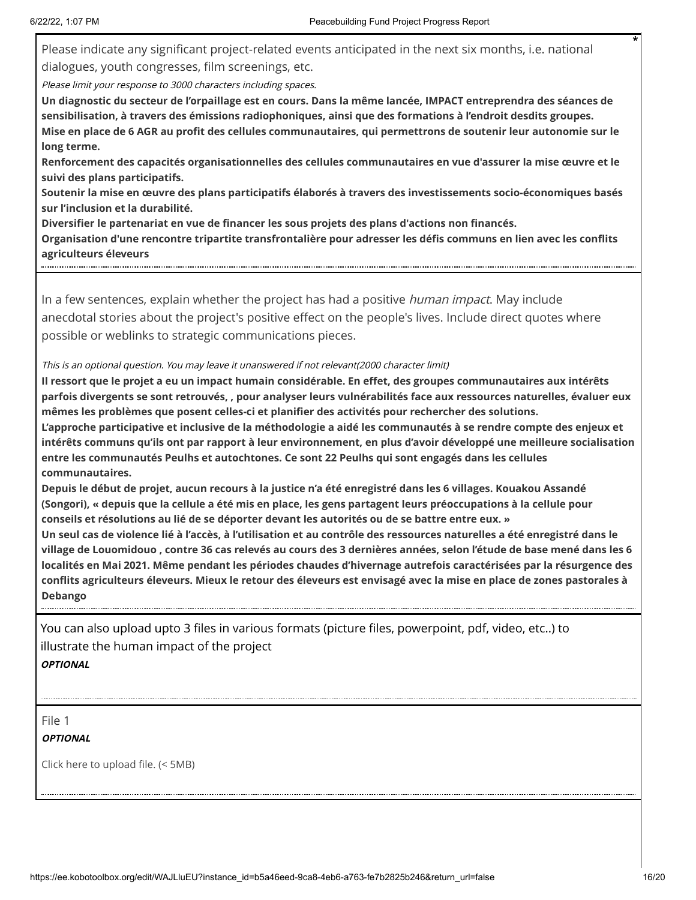Please indicate any significant project-related events anticipated in the next six months, i.e. national dialogues, youth congresses, film screenings, etc. *

*Please limit your response to 3000 characters including spaces.*

**Un diagnostic du secteur de l'orpaillage est en cours. Dans la même lancée, IMPACT entreprendra des séances de sensibilisation, à travers des émissions radiophoniques, ainsi que des formations à l'endroit desdits groupes.**
**Mise en place de 6 AGR au profit des cellules communautaires, qui permettrons de soutenir leur autonomie sur le long terme.**
**Renforcement des capacités organisationnelles des cellules communautaires en vue d'assurer la mise œuvre et le suivi des plans participatifs.**
**Soutenir la mise en œuvre des plans participatifs élaborés à travers des investissements socio-économiques basés sur l'inclusion et la durabilité.**
**Diversifier le partenariat en vue de financer les sous projets des plans d'actions non financés.**
**Organisation d'une rencontre tripartite transfrontalière pour adresser les défis communs en lien avec les conflits agriculteurs éleveurs**

In a few sentences, explain whether the project has had a positive *human impact*. May include anecdotal stories about the project's positive effect on the people's lives. Include direct quotes where possible or weblinks to strategic communications pieces.

*This is an optional question. You may leave it unanswered if not relevant(2000 character limit)*

**Il ressort que le projet a eu un impact humain considérable. En effet, des groupes communautaires aux intérêts parfois divergents se sont retrouvés, , pour analyser leurs vulnérabilités face aux ressources naturelles, évaluer eux mêmes les problèmes que posent celles-ci et planifier des activités pour rechercher des solutions.**
**L'approche participative et inclusive de la méthodologie a aidé les communautés à se rendre compte des enjeux et intérêts communs qu'ils ont par rapport à leur environnement, en plus d'avoir développé une meilleure socialisation entre les communautés Peulhs et autochtones. Ce sont 22 Peulhs qui sont engagés dans les cellules communautaires.**
**Depuis le début de projet, aucun recours à la justice n'a été enregistré dans les 6 villages. Kouakou Assandé (Songori), « depuis que la cellule a été mis en place, les gens partagent leurs préoccupations à la cellule pour conseils et résolutions au lié de se déporter devant les autorités ou de se battre entre eux. »**
**Un seul cas de violence lié à l'accès, à l'utilisation et au contrôle des ressources naturelles a été enregistré dans le village de Louomidouo , contre 36 cas relevés au cours des 3 dernières années, selon l'étude de base mené dans les 6 localités en Mai 2021. Même pendant les périodes chaudes d'hivernage autrefois caractérisées par la résurgence des conflits agriculteurs éleveurs. Mieux le retour des éleveurs est envisagé avec la mise en place de zones pastorales à Debango**

You can also upload upto 3 files in various formats (picture files, powerpoint, pdf, video, etc..) to illustrate the human impact of the project

***OPTIONAL***

File 1

***OPTIONAL***

Click here to upload file. (< 5MB)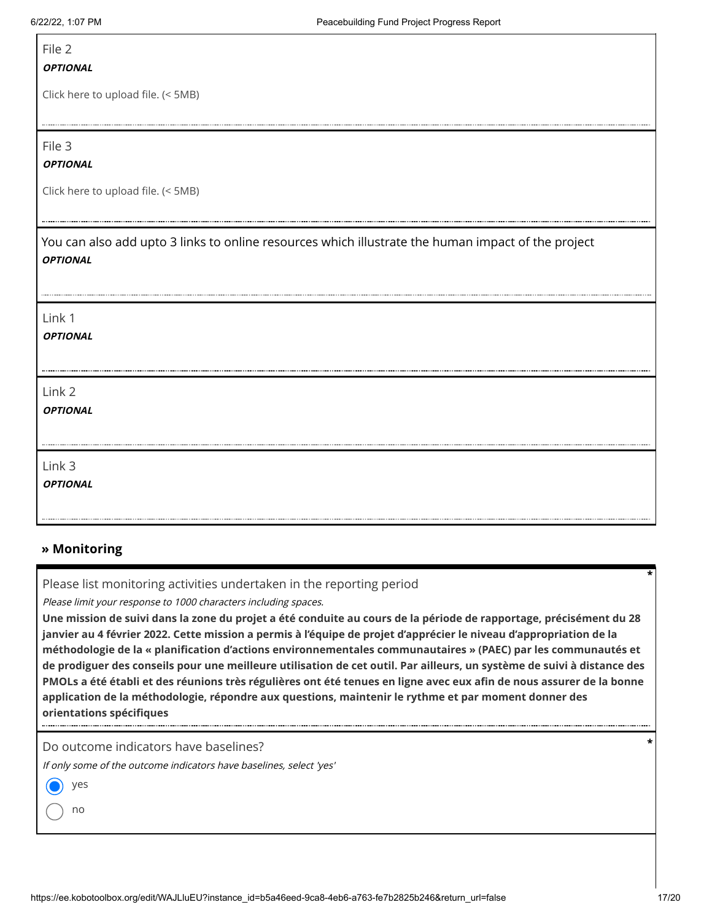File 2

***OPTIONAL***

Click here to upload file. (< 5MB)

File 3

***OPTIONAL***

Click here to upload file. (< 5MB)

You can also add upto 3 links to online resources which illustrate the human impact of the project

***OPTIONAL***

Link 1

***OPTIONAL***

Link 2

***OPTIONAL***

Link 3

***OPTIONAL***

## » Monitoring

Please list monitoring activities undertaken in the reporting period *

*Please limit your response to 1000 characters including spaces.*

**Une mission de suivi dans la zone du projet a été conduite au cours de la période de rapportage, précisément du 28 janvier au 4 février 2022. Cette mission a permis à l'équipe de projet d'apprécier le niveau d'appropriation de la méthodologie de la « planification d'actions environnementales communautaires » (PAEC) par les communautés et de prodiguer des conseils pour une meilleure utilisation de cet outil. Par ailleurs, un système de suivi à distance des PMOLs a été établi et des réunions très régulières ont été tenues en ligne avec eux afin de nous assurer de la bonne application de la méthodologie, répondre aux questions, maintenir le rythme et par moment donner des orientations spécifiques**

Do outcome indicators have baselines? *

*If only some of the outcome indicators have baselines, select 'yes'*

- [x] yes
- [ ] no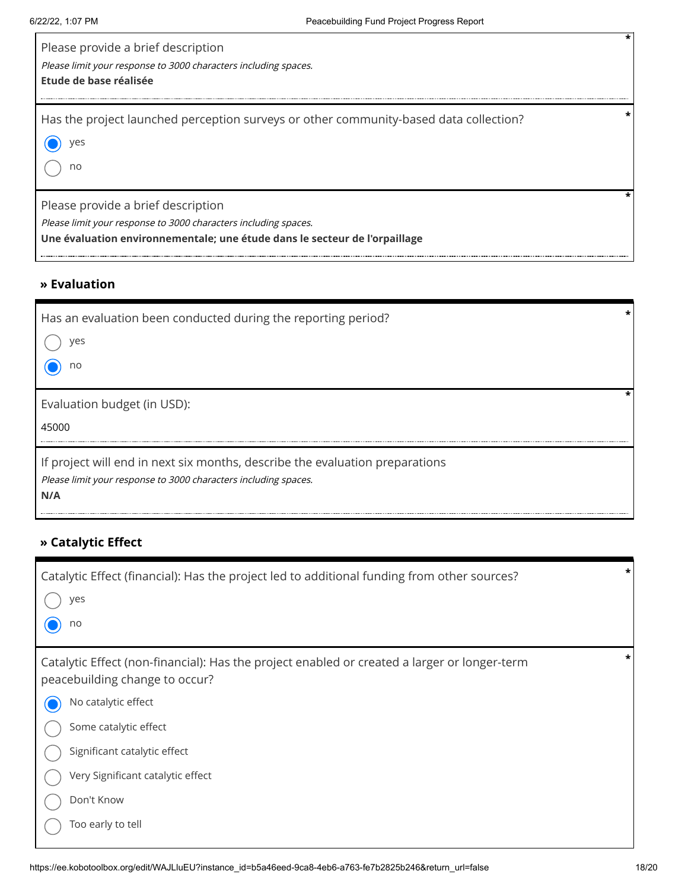Please provide a brief description *

*Please limit your response to 3000 characters including spaces.*

**Etude de base réalisée**

Has the project launched perception surveys or other community-based data collection? *

- [x] yes
- [ ] no

Please provide a brief description *

*Please limit your response to 3000 characters including spaces.*

**Une évaluation environnementale; une étude dans le secteur de l'orpaillage**

## » Evaluation

Has an evaluation been conducted during the reporting period? *

- [ ] yes
- [x] no

Evaluation budget (in USD): *

45000

If project will end in next six months, describe the evaluation preparations

*Please limit your response to 3000 characters including spaces.*

**N/A**

## » Catalytic Effect

Catalytic Effect (financial): Has the project led to additional funding from other sources? *

- [ ] yes
- [x] no

Catalytic Effect (non-financial): Has the project enabled or created a larger or longer-term peacebuilding change to occur? *

- [x] No catalytic effect
- [ ] Some catalytic effect
- [ ] Significant catalytic effect
- [ ] Very Significant catalytic effect
- [ ] Don't Know
- [ ] Too early to tell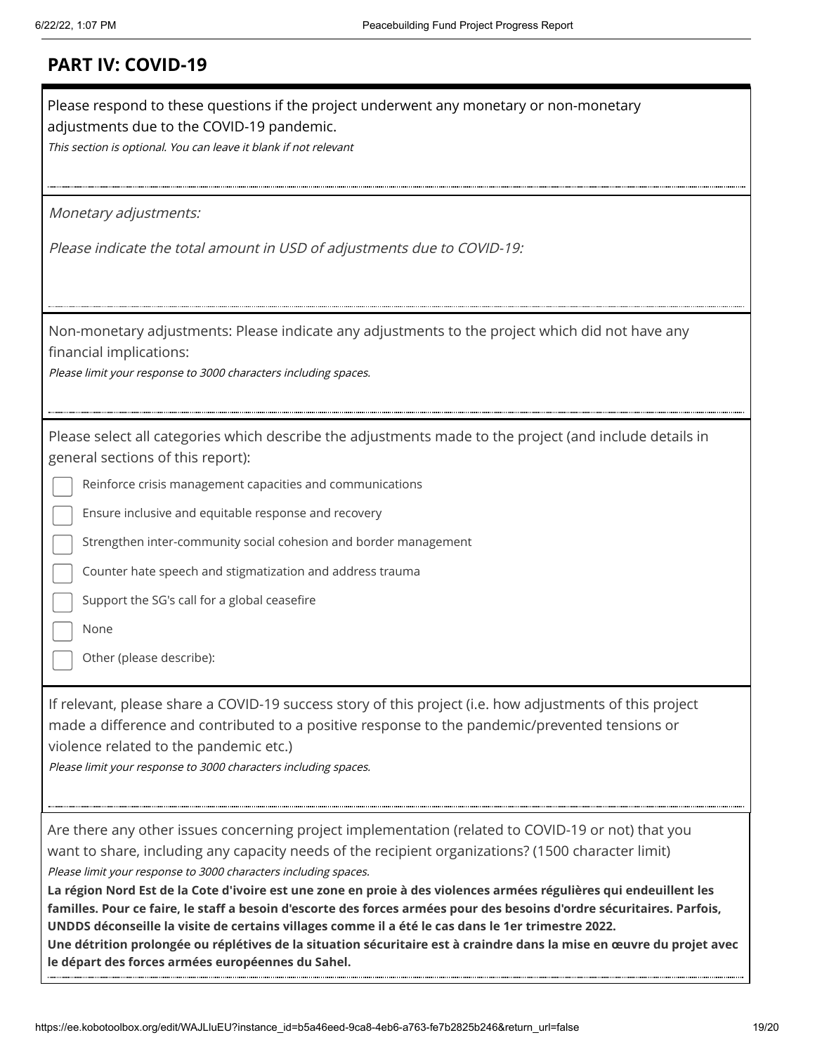## PART IV: COVID-19

Please respond to these questions if the project underwent any monetary or non-monetary adjustments due to the COVID-19 pandemic.

*This section is optional. You can leave it blank if not relevant*

*Monetary adjustments:*

*Please indicate the total amount in USD of adjustments due to COVID-19:*

Non-monetary adjustments: Please indicate any adjustments to the project which did not have any financial implications:

*Please limit your response to 3000 characters including spaces.*

Please select all categories which describe the adjustments made to the project (and include details in general sections of this report):

- [ ] Reinforce crisis management capacities and communications
- [ ] Ensure inclusive and equitable response and recovery
- [ ] Strengthen inter-community social cohesion and border management
- [ ] Counter hate speech and stigmatization and address trauma
- [ ] Support the SG's call for a global ceasefire
- [ ] None
- [ ] Other (please describe):

If relevant, please share a COVID-19 success story of this project (i.e. how adjustments of this project made a difference and contributed to a positive response to the pandemic/prevented tensions or violence related to the pandemic etc.)

*Please limit your response to 3000 characters including spaces.*

Are there any other issues concerning project implementation (related to COVID-19 or not) that you want to share, including any capacity needs of the recipient organizations? (1500 character limit)

*Please limit your response to 3000 characters including spaces.*

**La région Nord Est de la Cote d'ivoire est une zone en proie à des violences armées régulières qui endeuillent les familles. Pour ce faire, le staff a besoin d'escorte des forces armées pour des besoins d'ordre sécuritaires. Parfois, UNDDS déconseille la visite de certains villages comme il a été le cas dans le 1er trimestre 2022.**
**Une détrition prolongée ou réplétives de la situation sécuritaire est à craindre dans la mise en œuvre du projet avec le départ des forces armées européennes du Sahel.**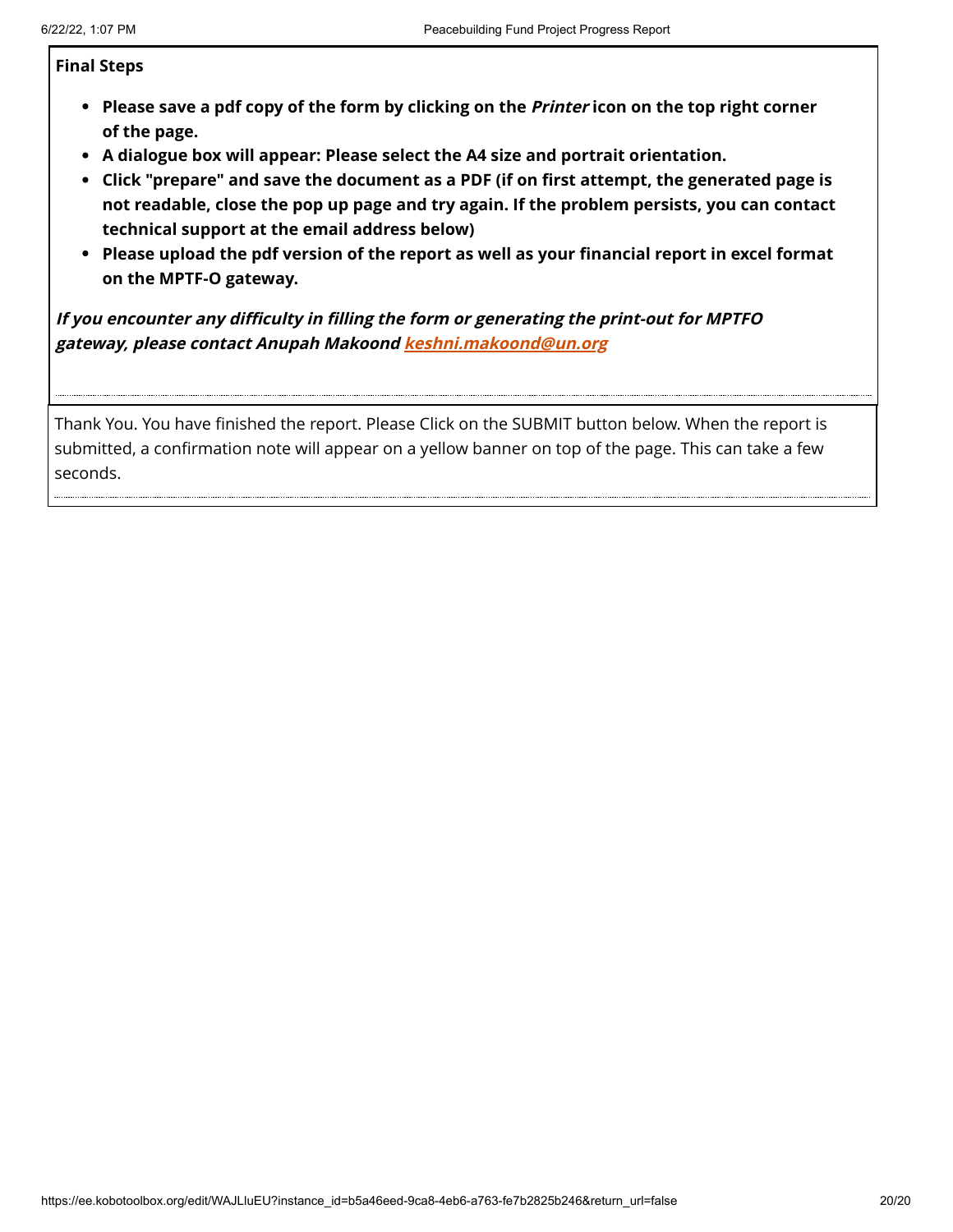**Final Steps**

- **Please save a pdf copy of the form by clicking on the *Printer* icon on the top right corner of the page.**
- **A dialogue box will appear: Please select the A4 size and portrait orientation.**
- **Click "prepare" and save the document as a PDF (if on first attempt, the generated page is not readable, close the pop up page and try again. If the problem persists, you can contact technical support at the email address below)**
- **Please upload the pdf version of the report as well as your financial report in excel format on the MPTF-O gateway.**

***If you encounter any difficulty in filling the form or generating the print-out for MPTFO gateway, please contact Anupah Makoond [keshni.makoond@un.org](mailto:keshni.makoond@un.org)***

Thank You. You have finished the report. Please Click on the SUBMIT button below. When the report is submitted, a confirmation note will appear on a yellow banner on top of the page. This can take a few seconds.